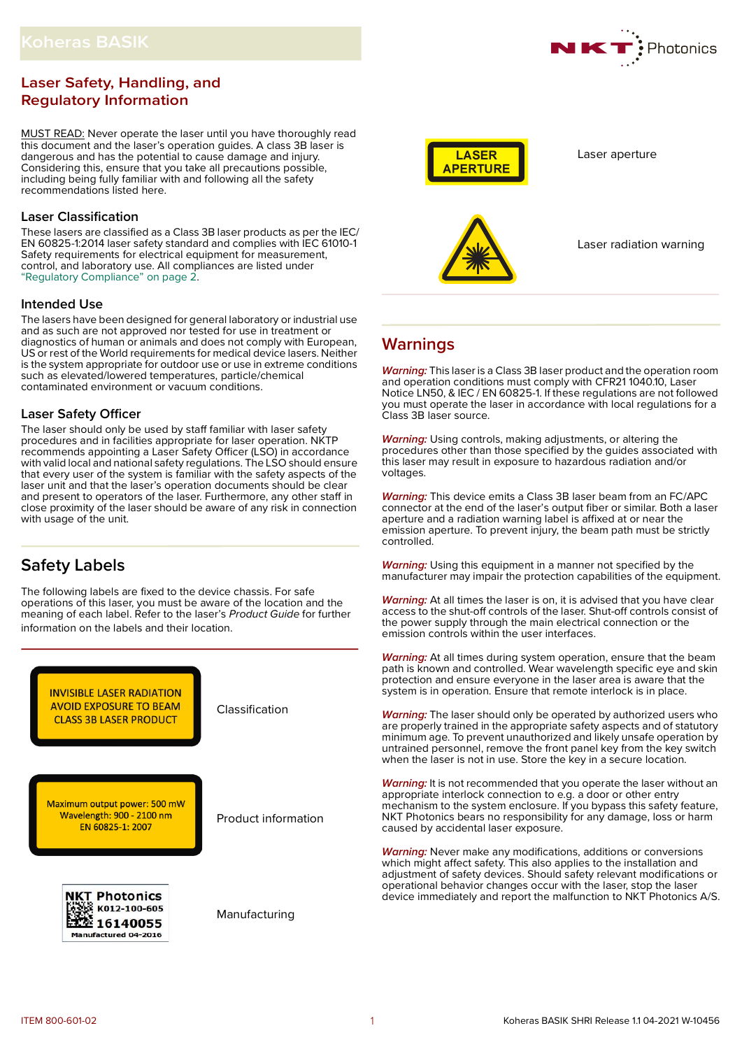# Laser Safety, Handling, and Regulatory Information

MUST READ: Never operate the laser until you have thoroughly read this document and the laser's operation guides. A class 3B laser is dangerous and has the potential to cause damage and injury. Considering this, ensure that you take all precautions possible, including being fully familiar with and following all the safety recommendations listed here.

## Laser Classification

These lasers are classified as a Class 3B laser products as per the IEC/ EN 60825-1:2014 laser safety standard and complies with IEC 61010-1 Safety requirements for electrical equipment for measurement, control, and laboratory use. All compliances are listed under "Regulatory Compliance" on page 2.

## Intended Use

The lasers have been designed for general laboratory or industrial use and as such are not approved nor tested for use in treatment or diagnostics of human or animals and does not comply with European, US or rest of the World requirements for medical device lasers. Neither is the system appropriate for outdoor use or use in extreme conditions such as elevated/lowered temperatures, particle/chemical contaminated environment or vacuum conditions.

## Laser Safety Officer

The laser should only be used by staff familiar with laser safety procedures and in facilities appropriate for laser operation. NKTP recommends appointing a Laser Safety Officer (LSO) in accordance with valid local and national safety regulations. The LSO should ensure that every user of the system is familiar with the safety aspects of the laser unit and that the laser's operation documents should be clear and present to operators of the laser. Furthermore, any other staff in close proximity of the laser should be aware of any risk in connection with usage of the unit.

## Safety Labels

The following labels are fixed to the device chassis. For safe operations of this laser, you must be aware of the location and the meaning of each label. Refer to the laser's *Product Guide* for further information on the labels and their location.

| Label | Description |
|---|---|
| INVISIBLE LASER RADIATION AVOID EXPOSURE TO BEAM CLASS 3B LASER PRODUCT | Classification |
| Maximum output power: 500 mW Wavelength: 900 - 2100 nm EN 60825-1: 2007 | Product information |
| NKT Photonics K012-100-605 16140055 Manufactured 04-2016 | Manufacturing |
| LASER APERTURE | Laser aperture |
| (Laser radiation warning symbol) | Laser radiation warning |

## Warnings

*Warning:* This laser is a Class 3B laser product and the operation room and operation conditions must comply with CFR21 1040.10, Laser Notice LN50, & IEC / EN 60825-1. If these regulations are not followed you must operate the laser in accordance with local regulations for a Class 3B laser source.

*Warning:* Using controls, making adjustments, or altering the procedures other than those specified by the guides associated with this laser may result in exposure to hazardous radiation and/or voltages.

*Warning:* This device emits a Class 3B laser beam from an FC/APC connector at the end of the laser's output fiber or similar. Both a laser aperture and a radiation warning label is affixed at or near the emission aperture. To prevent injury, the beam path must be strictly controlled.

*Warning:* Using this equipment in a manner not specified by the manufacturer may impair the protection capabilities of the equipment.

*Warning:* At all times the laser is on, it is advised that you have clear access to the shut-off controls of the laser. Shut-off controls consist of the power supply through the main electrical connection or the emission controls within the user interfaces.

*Warning:* At all times during system operation, ensure that the beam path is known and controlled. Wear wavelength specific eye and skin protection and ensure everyone in the laser area is aware that the system is in operation. Ensure that remote interlock is in place.

*Warning:* The laser should only be operated by authorized users who are properly trained in the appropriate safety aspects and of statutory minimum age. To prevent unauthorized and likely unsafe operation by untrained personnel, remove the front panel key from the key switch when the laser is not in use. Store the key in a secure location.

*Warning:* It is not recommended that you operate the laser without an appropriate interlock connection to e.g. a door or other entry mechanism to the system enclosure. If you bypass this safety feature, NKT Photonics bears no responsibility for any damage, loss or harm caused by accidental laser exposure.

*Warning:* Never make any modifications, additions or conversions which might affect safety. This also applies to the installation and adjustment of safety devices. Should safety relevant modifications or operational behavior changes occur with the laser, stop the laser device immediately and report the malfunction to NKT Photonics A/S.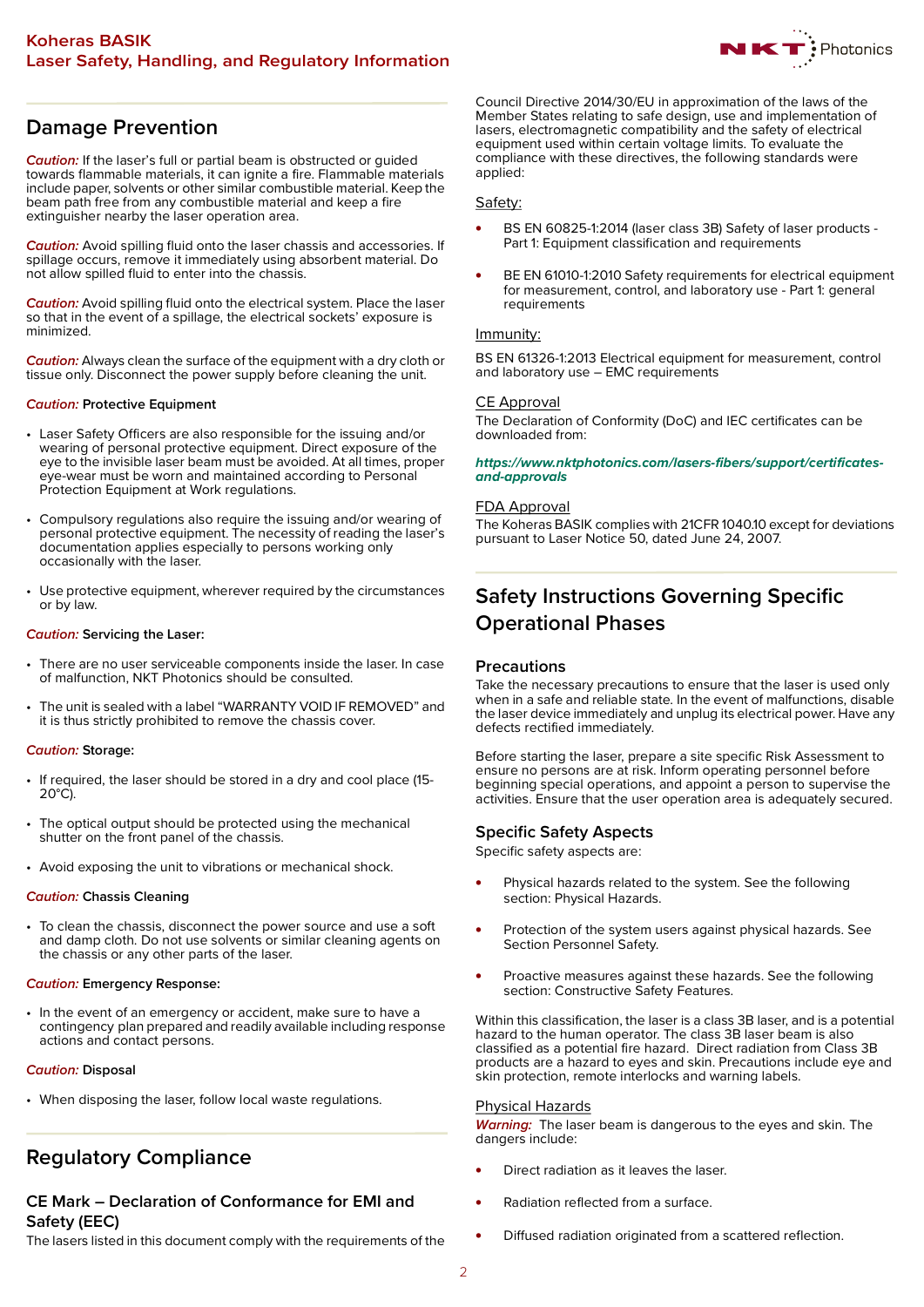## Damage Prevention

*Caution:* If the laser's full or partial beam is obstructed or guided towards flammable materials, it can ignite a fire. Flammable materials include paper, solvents or other similar combustible material. Keep the beam path free from any combustible material and keep a fire extinguisher nearby the laser operation area.

*Caution:* Avoid spilling fluid onto the laser chassis and accessories. If spillage occurs, remove it immediately using absorbent material. Do not allow spilled fluid to enter into the chassis.

*Caution:* Avoid spilling fluid onto the electrical system. Place the laser so that in the event of a spillage, the electrical sockets' exposure is minimized.

*Caution:* Always clean the surface of the equipment with a dry cloth or tissue only. Disconnect the power supply before cleaning the unit.

*Caution:* Protective Equipment

- Laser Safety Officers are also responsible for the issuing and/or wearing of personal protective equipment. Direct exposure of the eye to the invisible laser beam must be avoided. At all times, proper eye-wear must be worn and maintained according to Personal Protection Equipment at Work regulations.
- Compulsory regulations also require the issuing and/or wearing of personal protective equipment. The necessity of reading the laser's documentation applies especially to persons working only occasionally with the laser.
- Use protective equipment, wherever required by the circumstances or by law.

*Caution:* Servicing the Laser:

- There are no user serviceable components inside the laser. In case of malfunction, NKT Photonics should be consulted.
- The unit is sealed with a label "WARRANTY VOID IF REMOVED" and it is thus strictly prohibited to remove the chassis cover.

*Caution:* Storage:

- If required, the laser should be stored in a dry and cool place (15-20°C).
- The optical output should be protected using the mechanical shutter on the front panel of the chassis.
- Avoid exposing the unit to vibrations or mechanical shock.

*Caution:* Chassis Cleaning

- To clean the chassis, disconnect the power source and use a soft and damp cloth. Do not use solvents or similar cleaning agents on the chassis or any other parts of the laser.

*Caution:* Emergency Response:

- In the event of an emergency or accident, make sure to have a contingency plan prepared and readily available including response actions and contact persons.

*Caution:* Disposal

- When disposing the laser, follow local waste regulations.

## Regulatory Compliance

### CE Mark – Declaration of Conformance for EMI and Safety (EEC)

The lasers listed in this document comply with the requirements of the Council Directive 2014/30/EU in approximation of the laws of the Member States relating to safe design, use and implementation of lasers, electromagnetic compatibility and the safety of electrical equipment used within certain voltage limits. To evaluate the compliance with these directives, the following standards were applied:

Safety:

- BS EN 60825-1:2014 (laser class 3B) Safety of laser products - Part 1: Equipment classification and requirements
- BE EN 61010-1:2010 Safety requirements for electrical equipment for measurement, control, and laboratory use - Part 1: general requirements

Immunity:

BS EN 61326-1:2013 Electrical equipment for measurement, control and laboratory use – EMC requirements

CE Approval

The Declaration of Conformity (DoC) and IEC certificates can be downloaded from:

***https://www.nktphotonics.com/lasers-fibers/support/certificates-and-approvals***

FDA Approval

The Koheras BASIK complies with 21CFR 1040.10 except for deviations pursuant to Laser Notice 50, dated June 24, 2007.

## Safety Instructions Governing Specific Operational Phases

### Precautions

Take the necessary precautions to ensure that the laser is used only when in a safe and reliable state. In the event of malfunctions, disable the laser device immediately and unplug its electrical power. Have any defects rectified immediately.

Before starting the laser, prepare a site specific Risk Assessment to ensure no persons are at risk. Inform operating personnel before beginning special operations, and appoint a person to supervise the activities. Ensure that the user operation area is adequately secured.

### Specific Safety Aspects

Specific safety aspects are:

- Physical hazards related to the system. See the following section: Physical Hazards.
- Protection of the system users against physical hazards. See Section Personnel Safety.
- Proactive measures against these hazards. See the following section: Constructive Safety Features.

Within this classification, the laser is a class 3B laser, and is a potential hazard to the human operator. The class 3B laser beam is also classified as a potential fire hazard. Direct radiation from Class 3B products are a hazard to eyes and skin. Precautions include eye and skin protection, remote interlocks and warning labels.

Physical Hazards

*Warning:* The laser beam is dangerous to the eyes and skin. The dangers include:

- Direct radiation as it leaves the laser.
- Radiation reflected from a surface.
- Diffused radiation originated from a scattered reflection.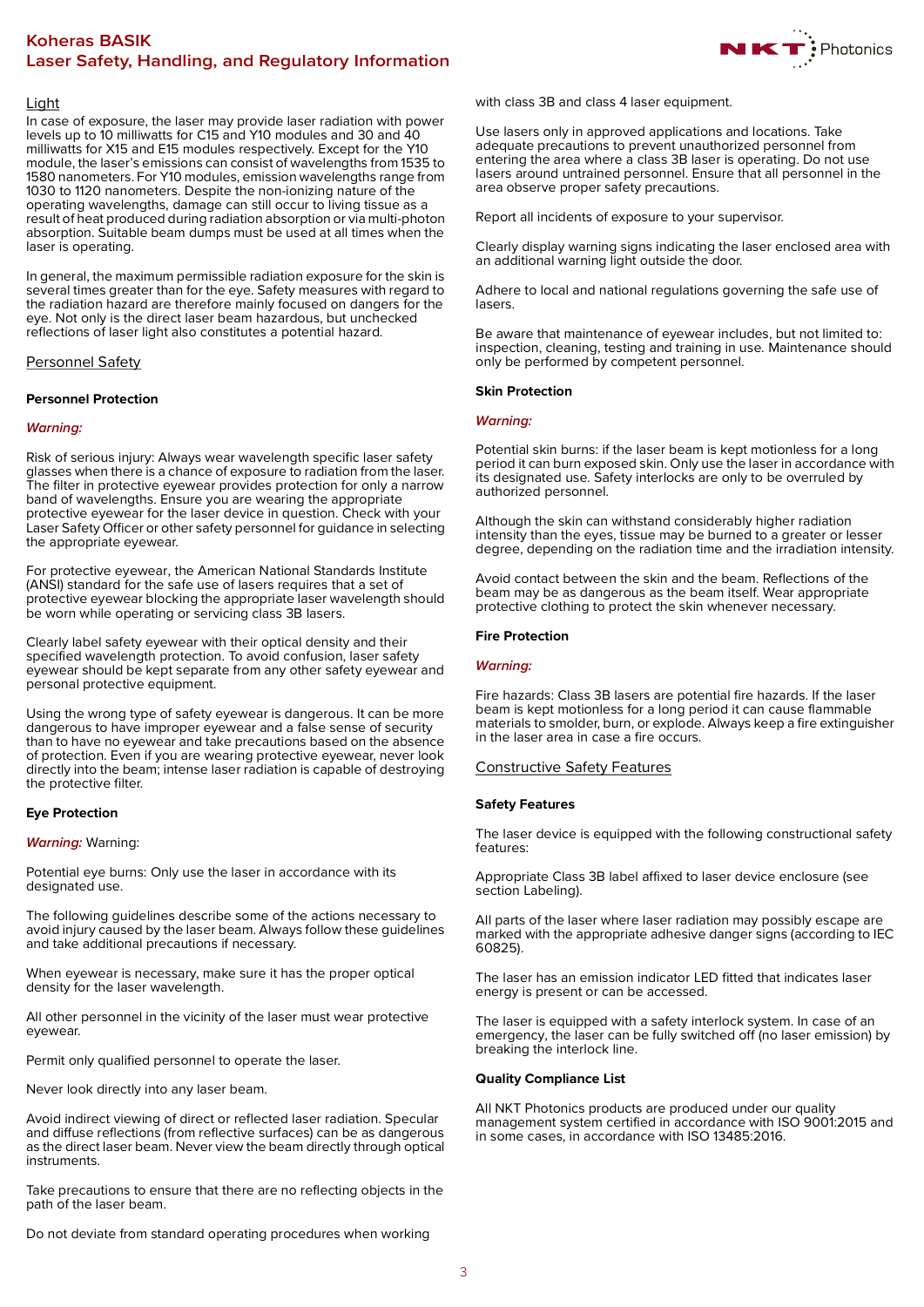## Light

In case of exposure, the laser may provide laser radiation with power levels up to 10 milliwatts for C15 and Y10 modules and 30 and 40 milliwatts for X15 and E15 modules respectively. Except for the Y10 module, the laser's emissions can consist of wavelengths from 1535 to 1580 nanometers. For Y10 modules, emission wavelengths range from 1030 to 1120 nanometers. Despite the non-ionizing nature of the operating wavelengths, damage can still occur to living tissue as a result of heat produced during radiation absorption or via multi-photon absorption. Suitable beam dumps must be used at all times when the laser is operating.

In general, the maximum permissible radiation exposure for the skin is several times greater than for the eye. Safety measures with regard to the radiation hazard are therefore mainly focused on dangers for the eye. Not only is the direct laser beam hazardous, but unchecked reflections of laser light also constitutes a potential hazard.

## Personnel Safety

### Personnel Protection

***Warning:***

Risk of serious injury: Always wear wavelength specific laser safety glasses when there is a chance of exposure to radiation from the laser. The filter in protective eyewear provides protection for only a narrow band of wavelengths. Ensure you are wearing the appropriate protective eyewear for the laser device in question. Check with your Laser Safety Officer or other safety personnel for guidance in selecting the appropriate eyewear.

For protective eyewear, the American National Standards Institute (ANSI) standard for the safe use of lasers requires that a set of protective eyewear blocking the appropriate laser wavelength should be worn while operating or servicing class 3B lasers.

Clearly label safety eyewear with their optical density and their specified wavelength protection. To avoid confusion, laser safety eyewear should be kept separate from any other safety eyewear and personal protective equipment.

Using the wrong type of safety eyewear is dangerous. It can be more dangerous to have improper eyewear and a false sense of security than to have no eyewear and take precautions based on the absence of protection. Even if you are wearing protective eyewear, never look directly into the beam; intense laser radiation is capable of destroying the protective filter.

### Eye Protection

***Warning:*** Warning:

Potential eye burns: Only use the laser in accordance with its designated use.

The following guidelines describe some of the actions necessary to avoid injury caused by the laser beam. Always follow these guidelines and take additional precautions if necessary.

When eyewear is necessary, make sure it has the proper optical density for the laser wavelength.

All other personnel in the vicinity of the laser must wear protective eyewear.

Permit only qualified personnel to operate the laser.

Never look directly into any laser beam.

Avoid indirect viewing of direct or reflected laser radiation. Specular and diffuse reflections (from reflective surfaces) can be as dangerous as the direct laser beam. Never view the beam directly through optical instruments.

Take precautions to ensure that there are no reflecting objects in the path of the laser beam.

Do not deviate from standard operating procedures when working with class 3B and class 4 laser equipment.

Use lasers only in approved applications and locations. Take adequate precautions to prevent unauthorized personnel from entering the area where a class 3B laser is operating. Do not use lasers around untrained personnel. Ensure that all personnel in the area observe proper safety precautions.

Report all incidents of exposure to your supervisor.

Clearly display warning signs indicating the laser enclosed area with an additional warning light outside the door.

Adhere to local and national regulations governing the safe use of lasers.

Be aware that maintenance of eyewear includes, but not limited to: inspection, cleaning, testing and training in use. Maintenance should only be performed by competent personnel.

### Skin Protection

***Warning:***

Potential skin burns: if the laser beam is kept motionless for a long period it can burn exposed skin. Only use the laser in accordance with its designated use. Safety interlocks are only to be overruled by authorized personnel.

Although the skin can withstand considerably higher radiation intensity than the eyes, tissue may be burned to a greater or lesser degree, depending on the radiation time and the irradiation intensity.

Avoid contact between the skin and the beam. Reflections of the beam may be as dangerous as the beam itself. Wear appropriate protective clothing to protect the skin whenever necessary.

### Fire Protection

***Warning:***

Fire hazards: Class 3B lasers are potential fire hazards. If the laser beam is kept motionless for a long period it can cause flammable materials to smolder, burn, or explode. Always keep a fire extinguisher in the laser area in case a fire occurs.

## Constructive Safety Features

### Safety Features

The laser device is equipped with the following constructional safety features:

Appropriate Class 3B label affixed to laser device enclosure (see section Labeling).

All parts of the laser where laser radiation may possibly escape are marked with the appropriate adhesive danger signs (according to IEC 60825).

The laser has an emission indicator LED fitted that indicates laser energy is present or can be accessed.

The laser is equipped with a safety interlock system. In case of an emergency, the laser can be fully switched off (no laser emission) by breaking the interlock line.

### Quality Compliance List

All NKT Photonics products are produced under our quality management system certified in accordance with ISO 9001:2015 and in some cases, in accordance with ISO 13485:2016.